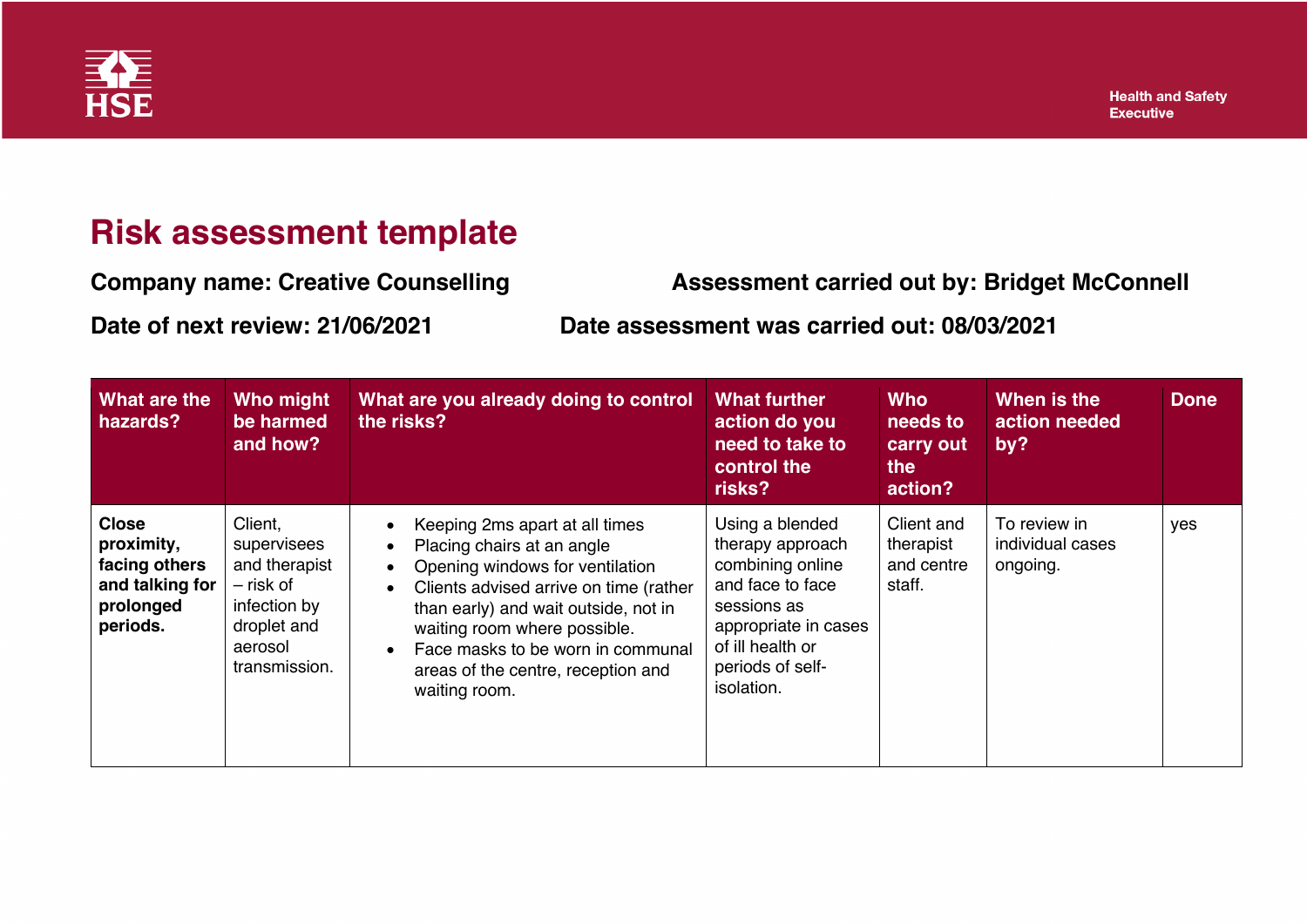HSE

Health and Safety Executive

# Risk assessment template

**Company name: Creative Counselling** **Assessment carried out by: Bridget McConnell**

**Date of next review: 21/06/2021** **Date assessment was carried out: 08/03/2021**

| What are the hazards? | Who might be harmed and how? | What are you already doing to control the risks? | What further action do you need to take to control the risks? | Who needs to carry out the action? | When is the action needed by? | Done |
|---|---|---|---|---|---|---|
| **Close proximity, facing others and talking for prolonged periods.** | Client, supervisees and therapist – risk of infection by droplet and aerosol transmission. | <ul><li>Keeping 2ms apart at all times</li><li>Placing chairs at an angle</li><li>Opening windows for ventilation</li><li>Clients advised arrive on time (rather than early) and wait outside, not in waiting room where possible.</li><li>Face masks to be worn in communal areas of the centre, reception and waiting room.</li></ul> | Using a blended therapy approach combining online and face to face sessions as appropriate in cases of ill health or periods of self-isolation. | Client and therapist and centre staff. | To review in individual cases ongoing. | yes |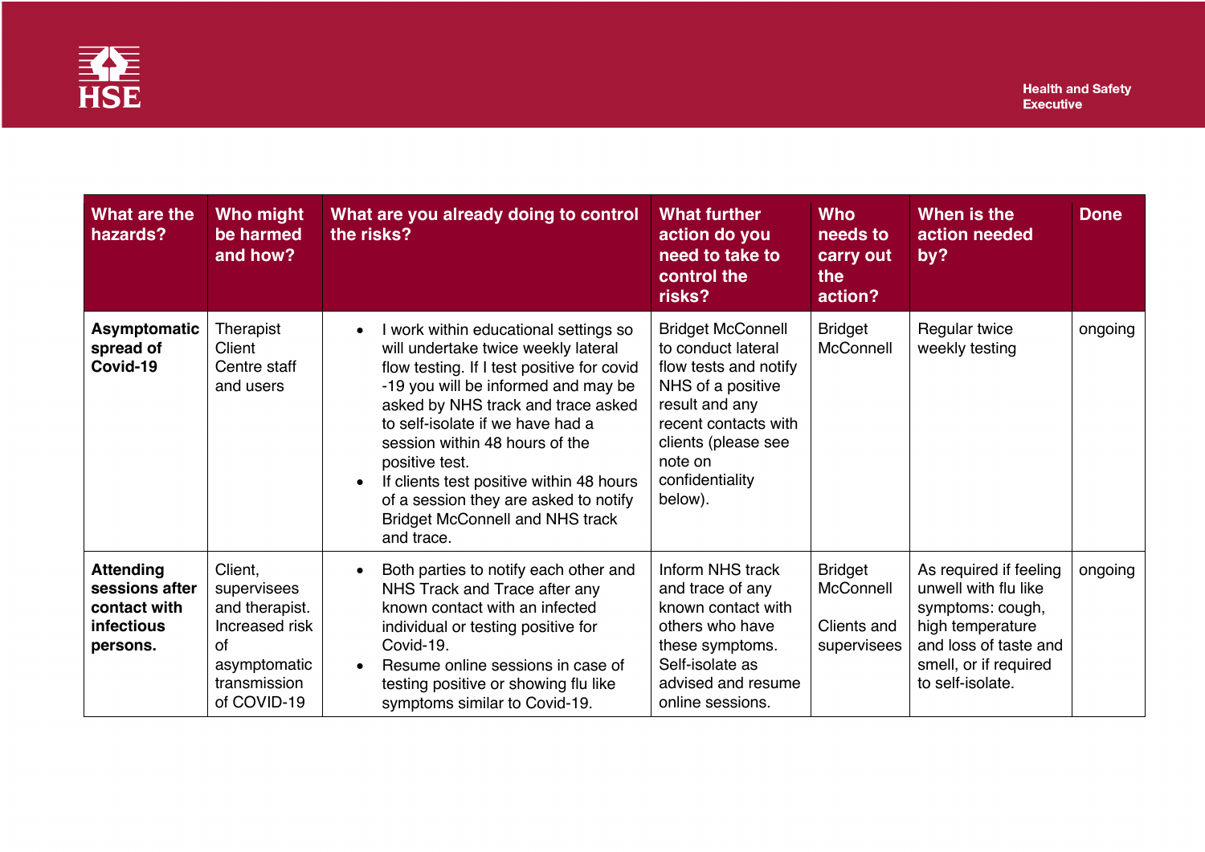| What are the hazards? | Who might be harmed and how? | What are you already doing to control the risks? | What further action do you need to take to control the risks? | Who needs to carry out the action? | When is the action needed by? | Done |
|---|---|---|---|---|---|---|
| **Asymptomatic spread of Covid-19** | Therapist Client Centre staff and users | • I work within educational settings so will undertake twice weekly lateral flow testing. If I test positive for covid -19 you will be informed and may be asked by NHS track and trace asked to self-isolate if we have had a session within 48 hours of the positive test.<br>• If clients test positive within 48 hours of a session they are asked to notify Bridget McConnell and NHS track and trace. | Bridget McConnell to conduct lateral flow tests and notify NHS of a positive result and any recent contacts with clients (please see note on confidentiality below). | Bridget McConnell | Regular twice weekly testing | ongoing |
| **Attending sessions after contact with infectious persons.** | Client, supervisees and therapist. Increased risk of asymptomatic transmission of COVID-19 | • Both parties to notify each other and NHS Track and Trace after any known contact with an infected individual or testing positive for Covid-19.<br>• Resume online sessions in case of testing positive or showing flu like symptoms similar to Covid-19. | Inform NHS track and trace of any known contact with others who have these symptoms. Self-isolate as advised and resume online sessions. | Bridget McConnell<br><br>Clients and supervisees | As required if feeling unwell with flu like symptoms: cough, high temperature and loss of taste and smell, or if required to self-isolate. | ongoing |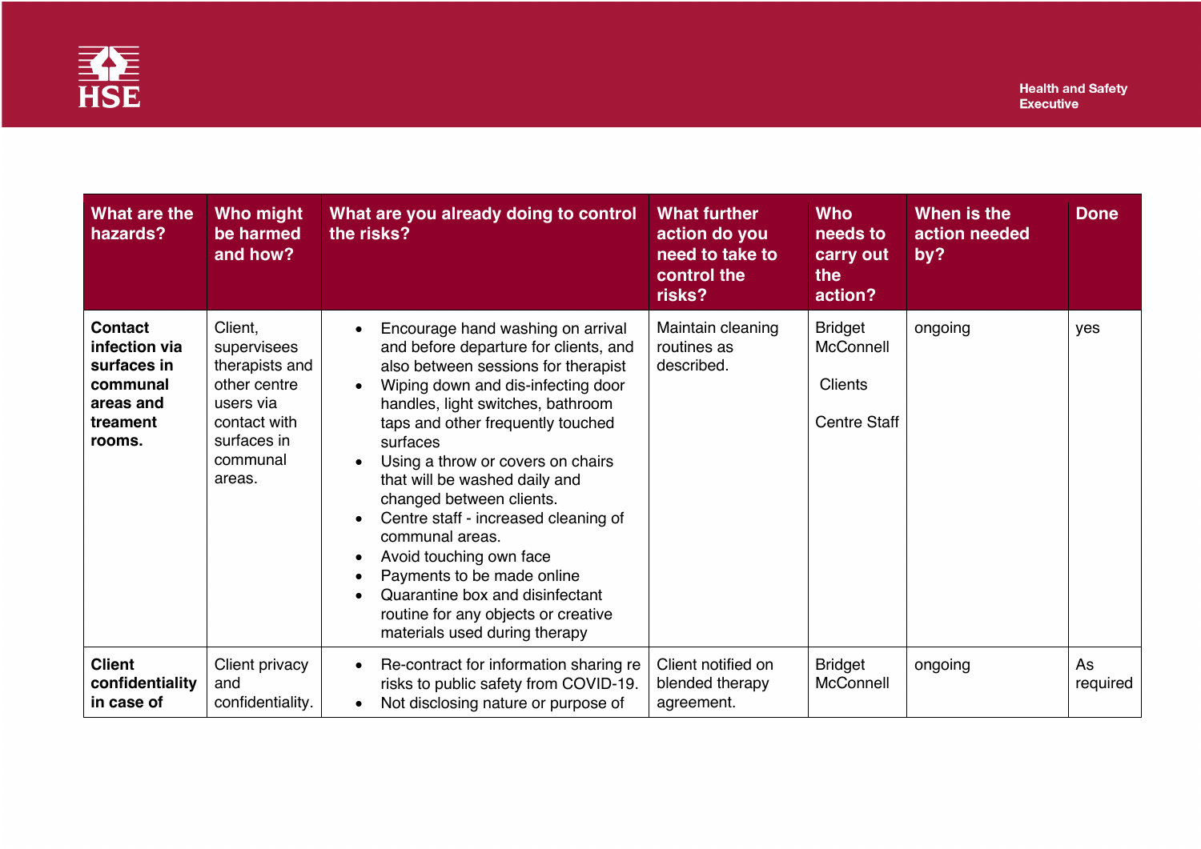| What are the hazards? | Who might be harmed and how? | What are you already doing to control the risks? | What further action do you need to take to control the risks? | Who needs to carry out the action? | When is the action needed by? | Done |
|---|---|---|---|---|---|---|
| **Contact infection via surfaces in communal areas and treament rooms.** | Client, supervisees therapists and other centre users via contact with surfaces in communal areas. | • Encourage hand washing on arrival and before departure for clients, and also between sessions for therapist<br>• Wiping down and dis-infecting door handles, light switches, bathroom taps and other frequently touched surfaces<br>• Using a throw or covers on chairs that will be washed daily and changed between clients.<br>• Centre staff - increased cleaning of communal areas.<br>• Avoid touching own face<br>• Payments to be made online<br>• Quarantine box and disinfectant routine for any objects or creative materials used during therapy | Maintain cleaning routines as described. | Bridget McConnell<br><br>Clients<br><br>Centre Staff | ongoing | yes |
| **Client confidentiality in case of** | Client privacy and confidentiality. | • Re-contract for information sharing re risks to public safety from COVID-19.<br>• Not disclosing nature or purpose of | Client notified on blended therapy agreement. | Bridget McConnell | ongoing | As required |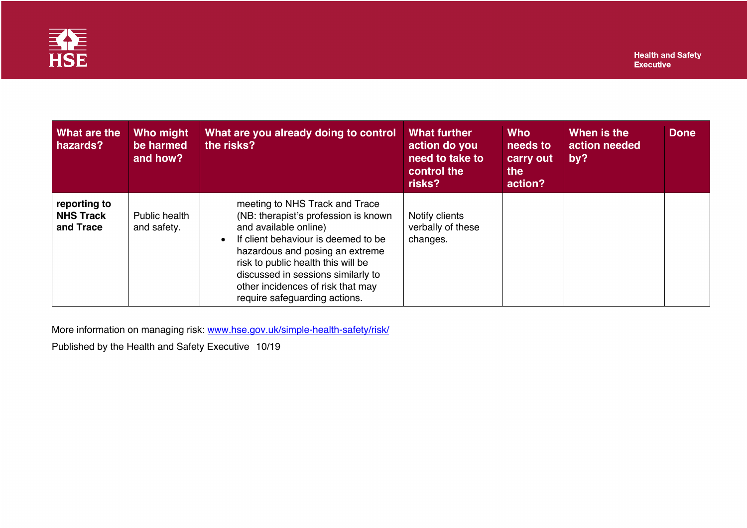| What are the hazards? | Who might be harmed and how? | What are you already doing to control the risks? | What further action do you need to take to control the risks? | Who needs to carry out the action? | When is the action needed by? | Done |
|---|---|---|---|---|---|---|
| **reporting to NHS Track and Trace** | Public health and safety. | meeting to NHS Track and Trace (NB: therapist's profession is known and available online)<br>• If client behaviour is deemed to be hazardous and posing an extreme risk to public health this will be discussed in sessions similarly to other incidences of risk that may require safeguarding actions. | Notify clients verbally of these changes. | | | |

More information on managing risk: [www.hse.gov.uk/simple-health-safety/risk/](http://www.hse.gov.uk/simple-health-safety/risk/)

Published by the Health and Safety Executive 10/19